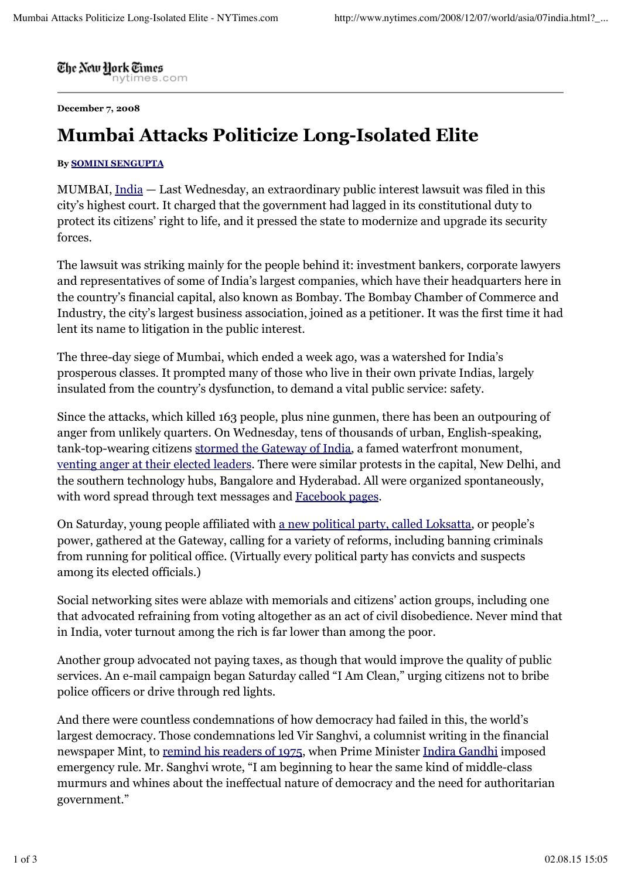The New York Times
nytimes.com

**December 7, 2008**

# Mumbai Attacks Politicize Long-Isolated Elite

**By SOMINI SENGUPTA**

MUMBAI, India — Last Wednesday, an extraordinary public interest lawsuit was filed in this city's highest court. It charged that the government had lagged in its constitutional duty to protect its citizens' right to life, and it pressed the state to modernize and upgrade its security forces.

The lawsuit was striking mainly for the people behind it: investment bankers, corporate lawyers and representatives of some of India's largest companies, which have their headquarters here in the country's financial capital, also known as Bombay. The Bombay Chamber of Commerce and Industry, the city's largest business association, joined as a petitioner. It was the first time it had lent its name to litigation in the public interest.

The three-day siege of Mumbai, which ended a week ago, was a watershed for India's prosperous classes. It prompted many of those who live in their own private Indias, largely insulated from the country's dysfunction, to demand a vital public service: safety.

Since the attacks, which killed 163 people, plus nine gunmen, there has been an outpouring of anger from unlikely quarters. On Wednesday, tens of thousands of urban, English-speaking, tank-top-wearing citizens stormed the Gateway of India, a famed waterfront monument, venting anger at their elected leaders. There were similar protests in the capital, New Delhi, and the southern technology hubs, Bangalore and Hyderabad. All were organized spontaneously, with word spread through text messages and Facebook pages.

On Saturday, young people affiliated with a new political party, called Loksatta, or people's power, gathered at the Gateway, calling for a variety of reforms, including banning criminals from running for political office. (Virtually every political party has convicts and suspects among its elected officials.)

Social networking sites were ablaze with memorials and citizens' action groups, including one that advocated refraining from voting altogether as an act of civil disobedience. Never mind that in India, voter turnout among the rich is far lower than among the poor.

Another group advocated not paying taxes, as though that would improve the quality of public services. An e-mail campaign began Saturday called "I Am Clean," urging citizens not to bribe police officers or drive through red lights.

And there were countless condemnations of how democracy had failed in this, the world's largest democracy. Those condemnations led Vir Sanghvi, a columnist writing in the financial newspaper Mint, to remind his readers of 1975, when Prime Minister Indira Gandhi imposed emergency rule. Mr. Sanghvi wrote, "I am beginning to hear the same kind of middle-class murmurs and whines about the ineffectual nature of democracy and the need for authoritarian government."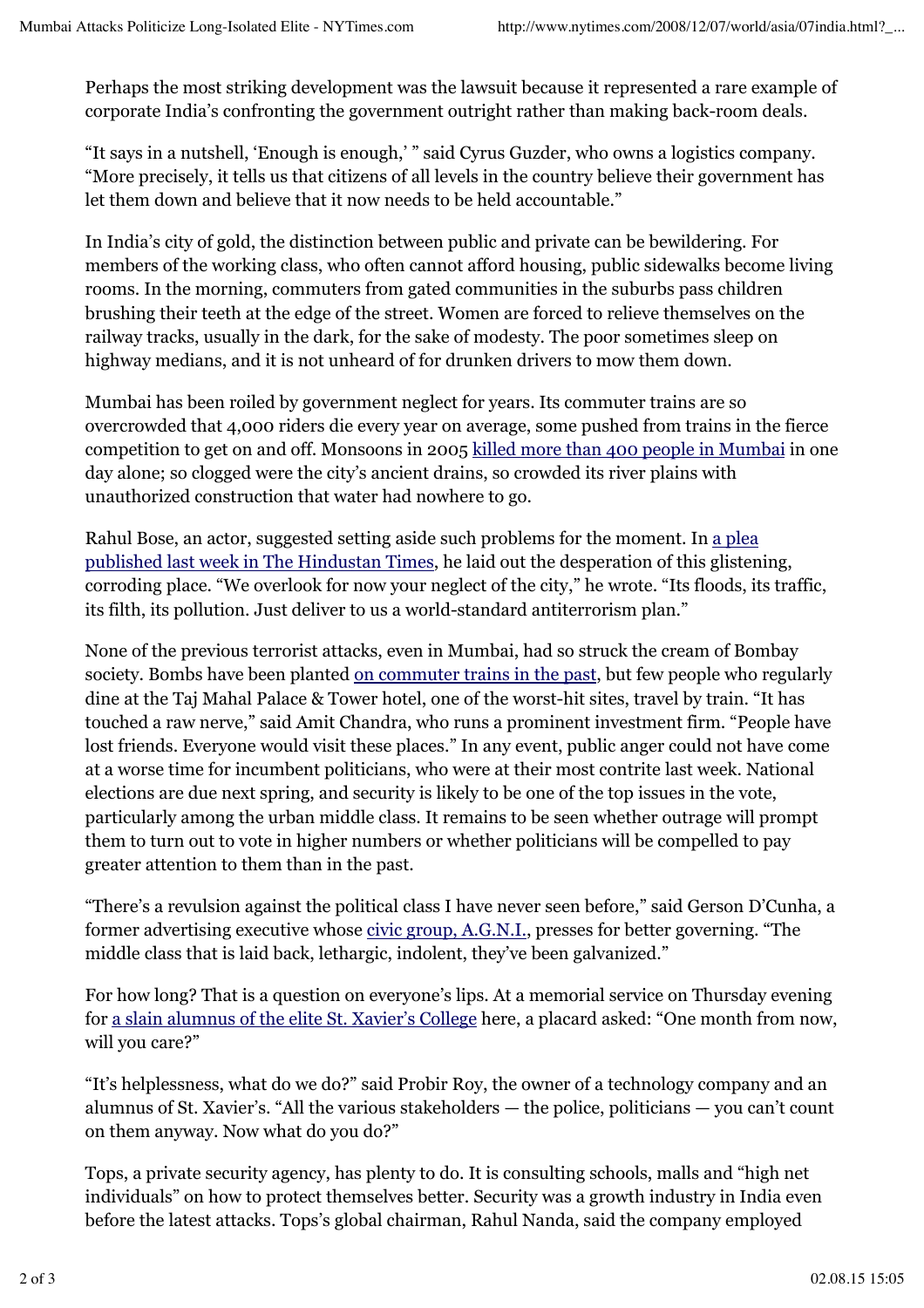Perhaps the most striking development was the lawsuit because it represented a rare example of corporate India's confronting the government outright rather than making back-room deals.

"It says in a nutshell, 'Enough is enough,' " said Cyrus Guzder, who owns a logistics company. "More precisely, it tells us that citizens of all levels in the country believe their government has let them down and believe that it now needs to be held accountable."

In India's city of gold, the distinction between public and private can be bewildering. For members of the working class, who often cannot afford housing, public sidewalks become living rooms. In the morning, commuters from gated communities in the suburbs pass children brushing their teeth at the edge of the street. Women are forced to relieve themselves on the railway tracks, usually in the dark, for the sake of modesty. The poor sometimes sleep on highway medians, and it is not unheard of for drunken drivers to mow them down.

Mumbai has been roiled by government neglect for years. Its commuter trains are so overcrowded that 4,000 riders die every year on average, some pushed from trains in the fierce competition to get on and off. Monsoons in 2005 killed more than 400 people in Mumbai in one day alone; so clogged were the city's ancient drains, so crowded its river plains with unauthorized construction that water had nowhere to go.

Rahul Bose, an actor, suggested setting aside such problems for the moment. In a plea published last week in The Hindustan Times, he laid out the desperation of this glistening, corroding place. "We overlook for now your neglect of the city," he wrote. "Its floods, its traffic, its filth, its pollution. Just deliver to us a world-standard antiterrorism plan."

None of the previous terrorist attacks, even in Mumbai, had so struck the cream of Bombay society. Bombs have been planted on commuter trains in the past, but few people who regularly dine at the Taj Mahal Palace & Tower hotel, one of the worst-hit sites, travel by train. "It has touched a raw nerve," said Amit Chandra, who runs a prominent investment firm. "People have lost friends. Everyone would visit these places." In any event, public anger could not have come at a worse time for incumbent politicians, who were at their most contrite last week. National elections are due next spring, and security is likely to be one of the top issues in the vote, particularly among the urban middle class. It remains to be seen whether outrage will prompt them to turn out to vote in higher numbers or whether politicians will be compelled to pay greater attention to them than in the past.

"There's a revulsion against the political class I have never seen before," said Gerson D'Cunha, a former advertising executive whose civic group, A.G.N.I., presses for better governing. "The middle class that is laid back, lethargic, indolent, they've been galvanized."

For how long? That is a question on everyone's lips. At a memorial service on Thursday evening for a slain alumnus of the elite St. Xavier's College here, a placard asked: "One month from now, will you care?"

"It's helplessness, what do we do?" said Probir Roy, the owner of a technology company and an alumnus of St. Xavier's. "All the various stakeholders — the police, politicians — you can't count on them anyway. Now what do you do?"

Tops, a private security agency, has plenty to do. It is consulting schools, malls and "high net individuals" on how to protect themselves better. Security was a growth industry in India even before the latest attacks. Tops's global chairman, Rahul Nanda, said the company employed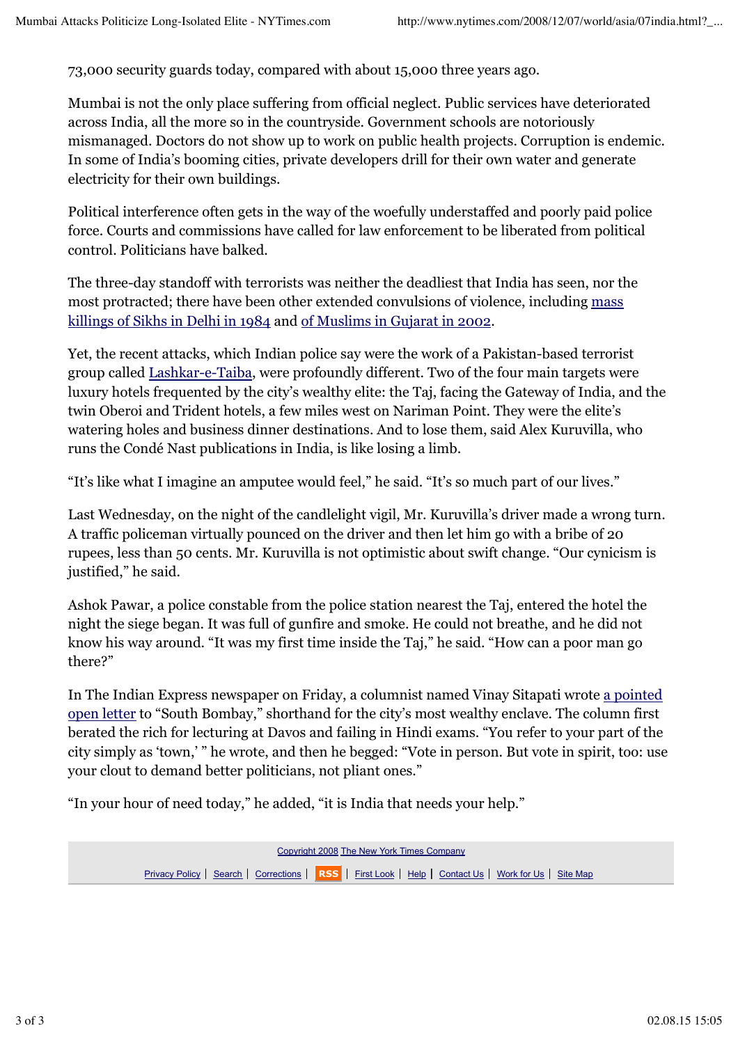73,000 security guards today, compared with about 15,000 three years ago.

Mumbai is not the only place suffering from official neglect. Public services have deteriorated across India, all the more so in the countryside. Government schools are notoriously mismanaged. Doctors do not show up to work on public health projects. Corruption is endemic. In some of India's booming cities, private developers drill for their own water and generate electricity for their own buildings.

Political interference often gets in the way of the woefully understaffed and poorly paid police force. Courts and commissions have called for law enforcement to be liberated from political control. Politicians have balked.

The three-day standoff with terrorists was neither the deadliest that India has seen, nor the most protracted; there have been other extended convulsions of violence, including mass killings of Sikhs in Delhi in 1984 and of Muslims in Gujarat in 2002.

Yet, the recent attacks, which Indian police say were the work of a Pakistan-based terrorist group called Lashkar-e-Taiba, were profoundly different. Two of the four main targets were luxury hotels frequented by the city's wealthy elite: the Taj, facing the Gateway of India, and the twin Oberoi and Trident hotels, a few miles west on Nariman Point. They were the elite's watering holes and business dinner destinations. And to lose them, said Alex Kuruvilla, who runs the Condé Nast publications in India, is like losing a limb.

"It's like what I imagine an amputee would feel," he said. "It's so much part of our lives."

Last Wednesday, on the night of the candlelight vigil, Mr. Kuruvilla's driver made a wrong turn. A traffic policeman virtually pounced on the driver and then let him go with a bribe of 20 rupees, less than 50 cents. Mr. Kuruvilla is not optimistic about swift change. "Our cynicism is justified," he said.

Ashok Pawar, a police constable from the police station nearest the Taj, entered the hotel the night the siege began. It was full of gunfire and smoke. He could not breathe, and he did not know his way around. "It was my first time inside the Taj," he said. "How can a poor man go there?"

In The Indian Express newspaper on Friday, a columnist named Vinay Sitapati wrote a pointed open letter to "South Bombay," shorthand for the city's most wealthy enclave. The column first berated the rich for lecturing at Davos and failing in Hindi exams. "You refer to your part of the city simply as 'town,' " he wrote, and then he begged: "Vote in person. But vote in spirit, too: use your clout to demand better politicians, not pliant ones."

"In your hour of need today," he added, "it is India that needs your help."

Copyright 2008 The New York Times Company

Privacy Policy | Search | Corrections | RSS | First Look | Help | Contact Us | Work for Us | Site Map